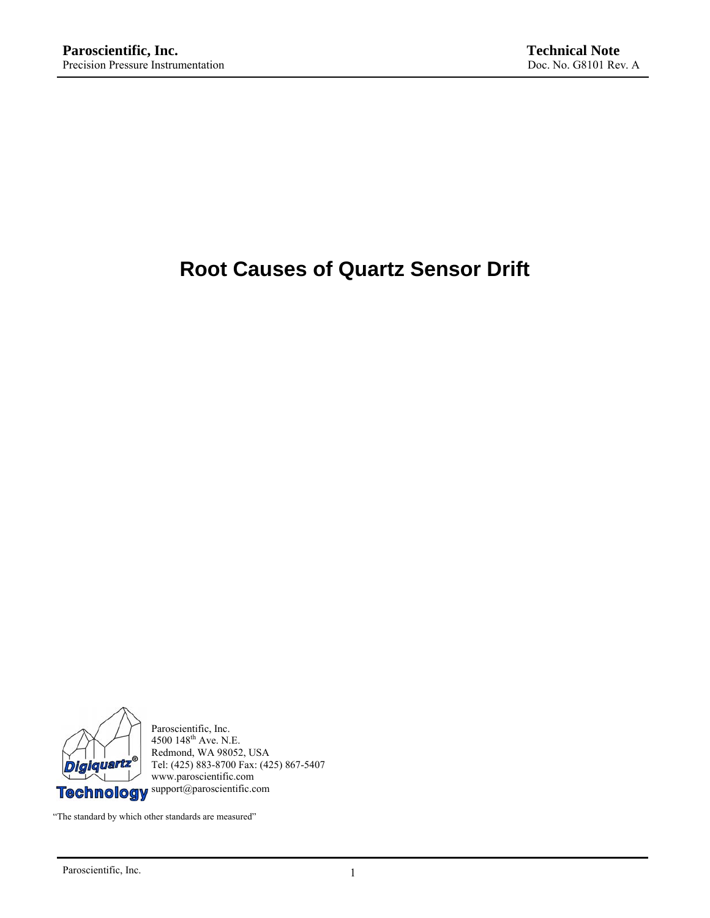**Paroscientific, Inc.**
Precision Pressure Instrumentation

**Technical Note**
Doc. No. G8101 Rev. A

# Root Causes of Quartz Sensor Drift

Paroscientific, Inc.
4500 148th Ave. N.E.
Redmond, WA 98052, USA
Tel: (425) 883-8700 Fax: (425) 867-5407
www.paroscientific.com
support@paroscientific.com

"The standard by which other standards are measured"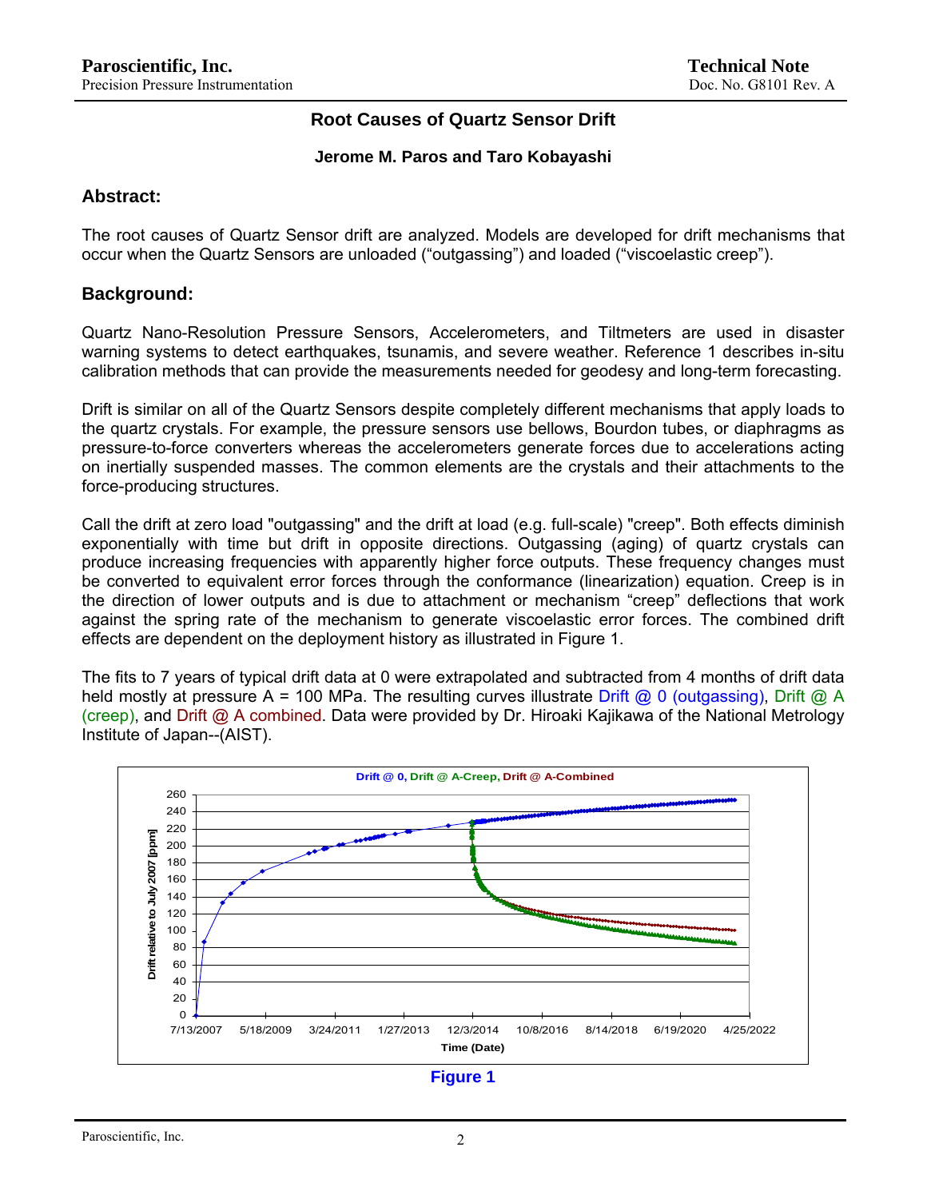# Root Causes of Quartz Sensor Drift

**Jerome M. Paros and Taro Kobayashi**

## Abstract:

The root causes of Quartz Sensor drift are analyzed. Models are developed for drift mechanisms that occur when the Quartz Sensors are unloaded ("outgassing") and loaded ("viscoelastic creep").

## Background:

Quartz Nano-Resolution Pressure Sensors, Accelerometers, and Tiltmeters are used in disaster warning systems to detect earthquakes, tsunamis, and severe weather. Reference 1 describes in-situ calibration methods that can provide the measurements needed for geodesy and long-term forecasting.

Drift is similar on all of the Quartz Sensors despite completely different mechanisms that apply loads to the quartz crystals. For example, the pressure sensors use bellows, Bourdon tubes, or diaphragms as pressure-to-force converters whereas the accelerometers generate forces due to accelerations acting on inertially suspended masses. The common elements are the crystals and their attachments to the force-producing structures.

Call the drift at zero load "outgassing" and the drift at load (e.g. full-scale) "creep". Both effects diminish exponentially with time but drift in opposite directions. Outgassing (aging) of quartz crystals can produce increasing frequencies with apparently higher force outputs. These frequency changes must be converted to equivalent error forces through the conformance (linearization) equation. Creep is in the direction of lower outputs and is due to attachment or mechanism "creep" deflections that work against the spring rate of the mechanism to generate viscoelastic error forces. The combined drift effects are dependent on the deployment history as illustrated in Figure 1.

The fits to 7 years of typical drift data at 0 were extrapolated and subtracted from 4 months of drift data held mostly at pressure A = 100 MPa. The resulting curves illustrate Drift @ 0 (outgassing), Drift @ A (creep), and Drift @ A combined. Data were provided by Dr. Hiroaki Kajikawa of the National Metrology Institute of Japan--(AIST).

Figure 1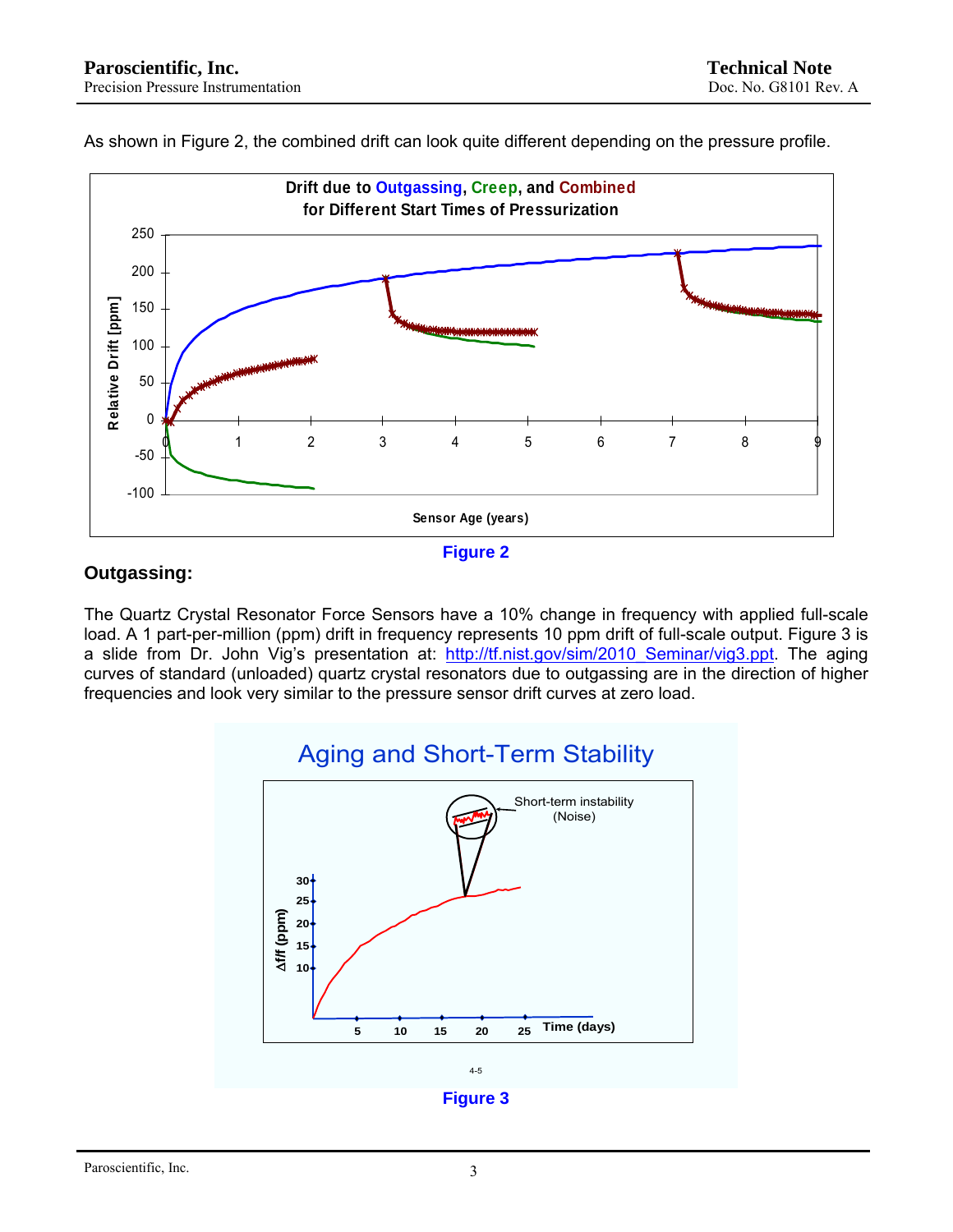As shown in Figure 2, the combined drift can look quite different depending on the pressure profile.

Figure 2

## Outgassing:

The Quartz Crystal Resonator Force Sensors have a 10% change in frequency with applied full-scale load. A 1 part-per-million (ppm) drift in frequency represents 10 ppm drift of full-scale output. Figure 3 is a slide from Dr. John Vig's presentation at: http://tf.nist.gov/sim/2010_Seminar/vig3.ppt. The aging curves of standard (unloaded) quartz crystal resonators due to outgassing are in the direction of higher frequencies and look very similar to the pressure sensor drift curves at zero load.

Figure 3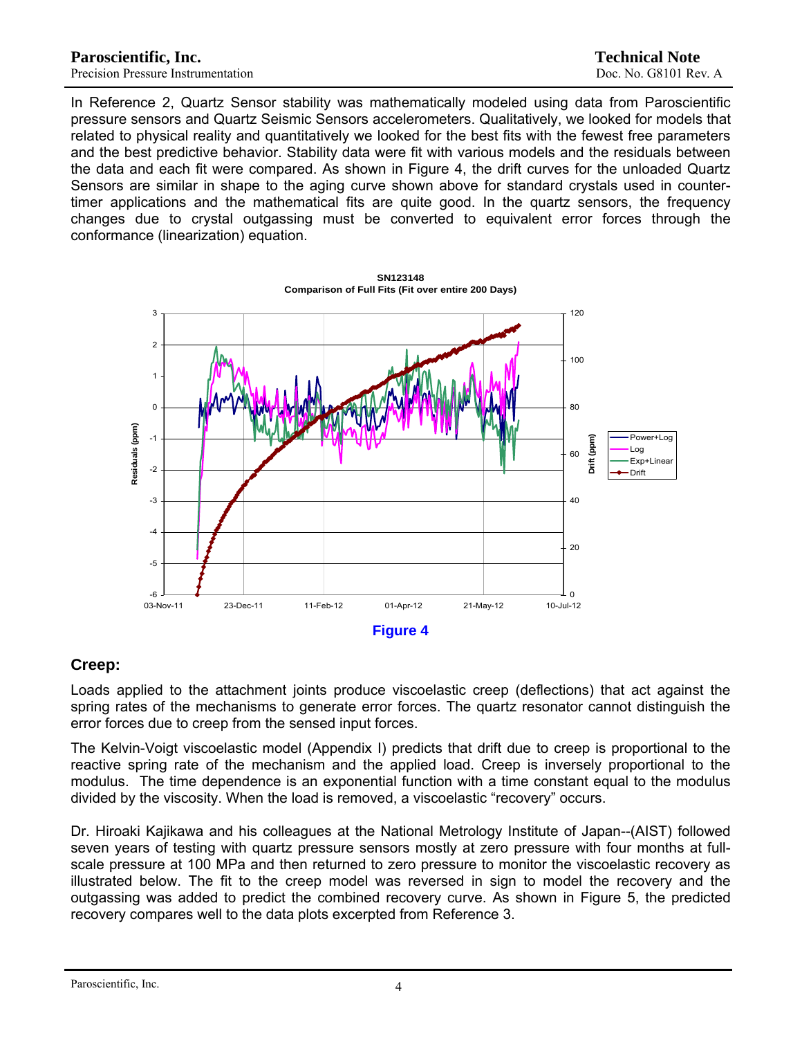In Reference 2, Quartz Sensor stability was mathematically modeled using data from Paroscientific pressure sensors and Quartz Seismic Sensors accelerometers. Qualitatively, we looked for models that related to physical reality and quantitatively we looked for the best fits with the fewest free parameters and the best predictive behavior. Stability data were fit with various models and the residuals between the data and each fit were compared. As shown in Figure 4, the drift curves for the unloaded Quartz Sensors are similar in shape to the aging curve shown above for standard crystals used in counter-timer applications and the mathematical fits are quite good. In the quartz sensors, the frequency changes due to crystal outgassing must be converted to equivalent error forces through the conformance (linearization) equation.

Figure 4

## Creep:

Loads applied to the attachment joints produce viscoelastic creep (deflections) that act against the spring rates of the mechanisms to generate error forces. The quartz resonator cannot distinguish the error forces due to creep from the sensed input forces.

The Kelvin-Voigt viscoelastic model (Appendix I) predicts that drift due to creep is proportional to the reactive spring rate of the mechanism and the applied load. Creep is inversely proportional to the modulus. The time dependence is an exponential function with a time constant equal to the modulus divided by the viscosity. When the load is removed, a viscoelastic "recovery" occurs.

Dr. Hiroaki Kajikawa and his colleagues at the National Metrology Institute of Japan--(AIST) followed seven years of testing with quartz pressure sensors mostly at zero pressure with four months at full-scale pressure at 100 MPa and then returned to zero pressure to monitor the viscoelastic recovery as illustrated below. The fit to the creep model was reversed in sign to model the recovery and the outgassing was added to predict the combined recovery curve. As shown in Figure 5, the predicted recovery compares well to the data plots excerpted from Reference 3.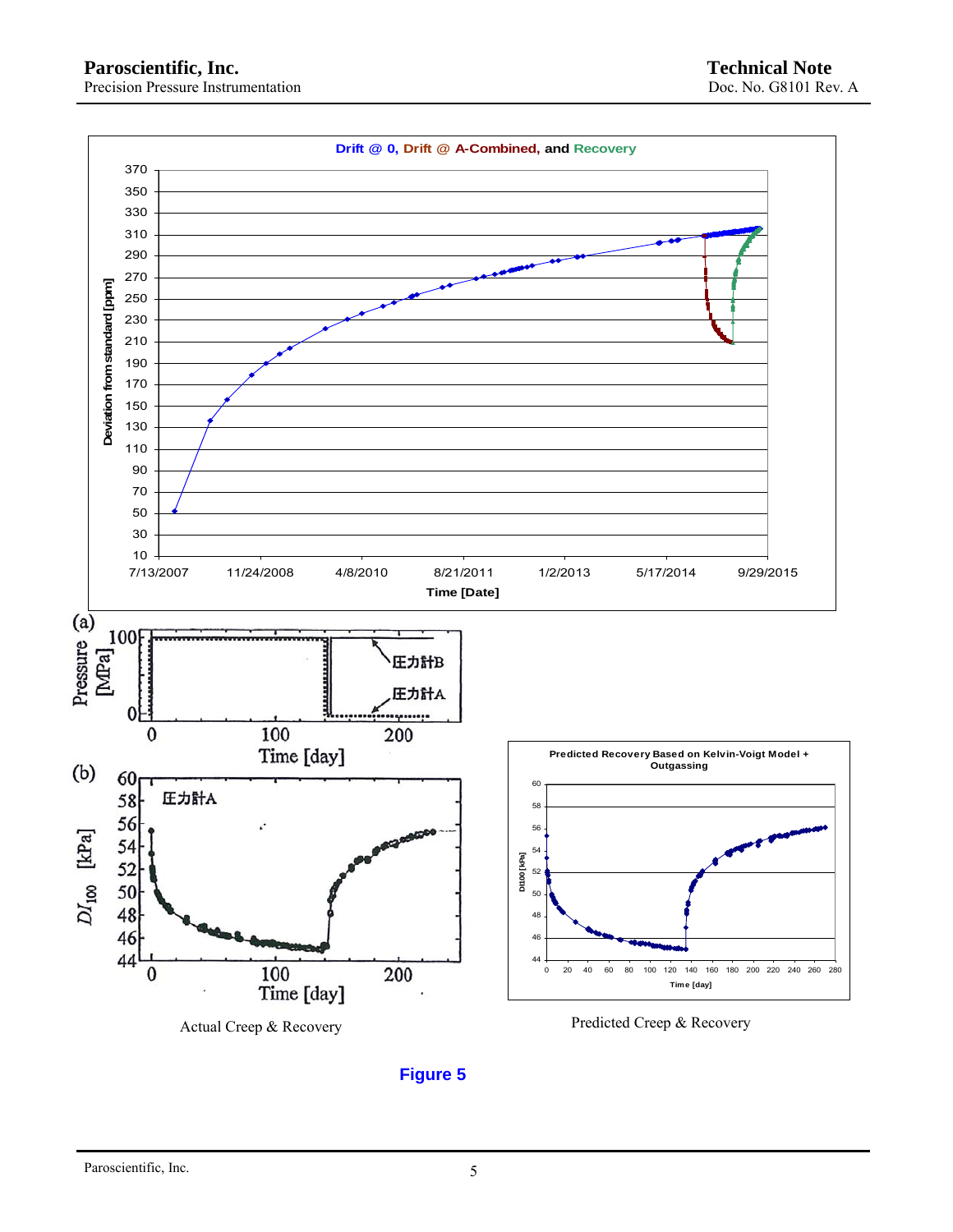Drift @ 0, Drift @ A-Combined, and Recovery

Actual Creep & Recovery

Predicted Creep & Recovery

**Figure 5**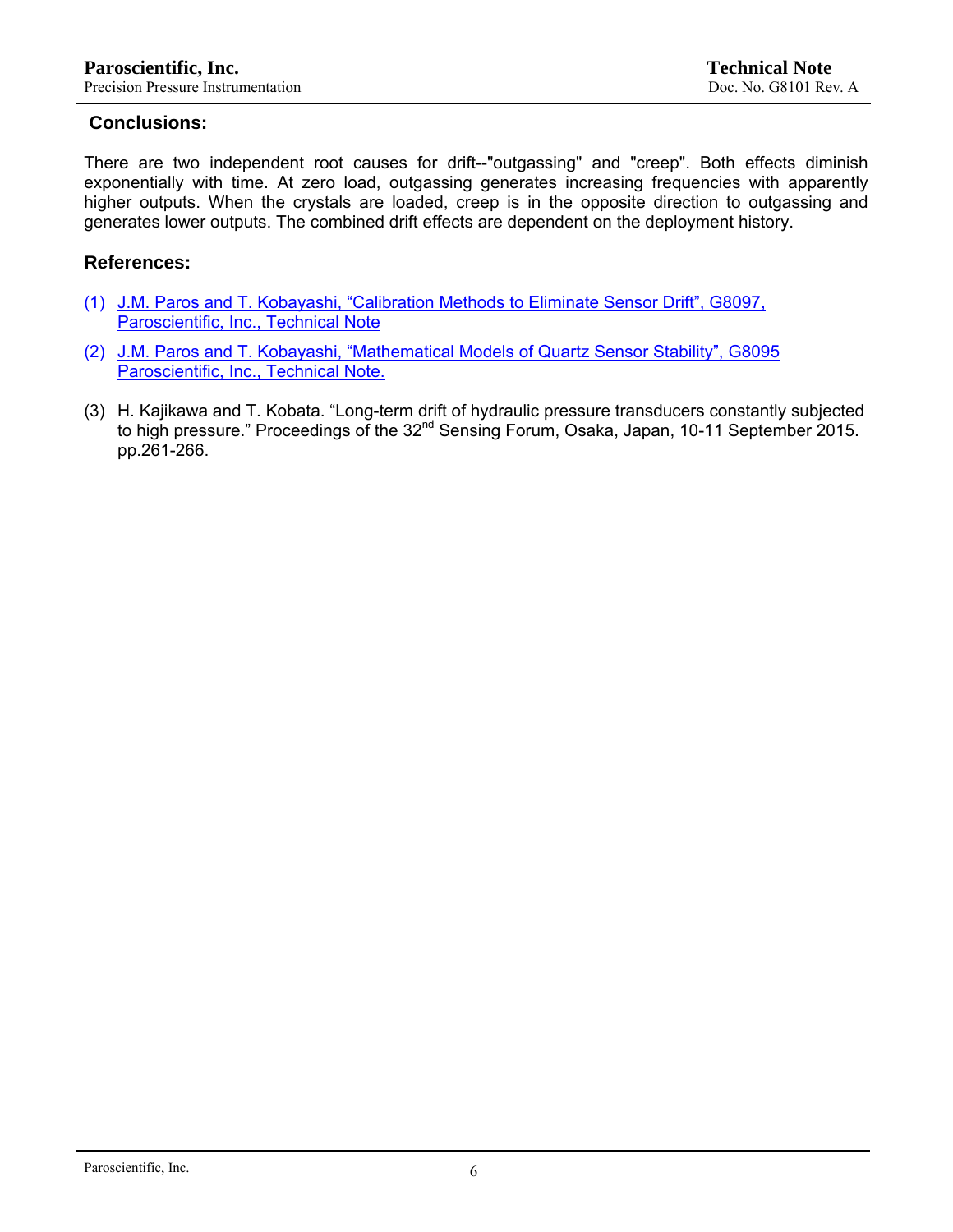## Conclusions:

There are two independent root causes for drift--"outgassing" and "creep". Both effects diminish exponentially with time. At zero load, outgassing generates increasing frequencies with apparently higher outputs. When the crystals are loaded, creep is in the opposite direction to outgassing and generates lower outputs. The combined drift effects are dependent on the deployment history.

## References:

(1) J.M. Paros and T. Kobayashi, “Calibration Methods to Eliminate Sensor Drift”, G8097, Paroscientific, Inc., Technical Note

(2) J.M. Paros and T. Kobayashi, “Mathematical Models of Quartz Sensor Stability”, G8095 Paroscientific, Inc., Technical Note.

(3) H. Kajikawa and T. Kobata. “Long-term drift of hydraulic pressure transducers constantly subjected to high pressure.” Proceedings of the 32nd Sensing Forum, Osaka, Japan, 10-11 September 2015. pp.261-266.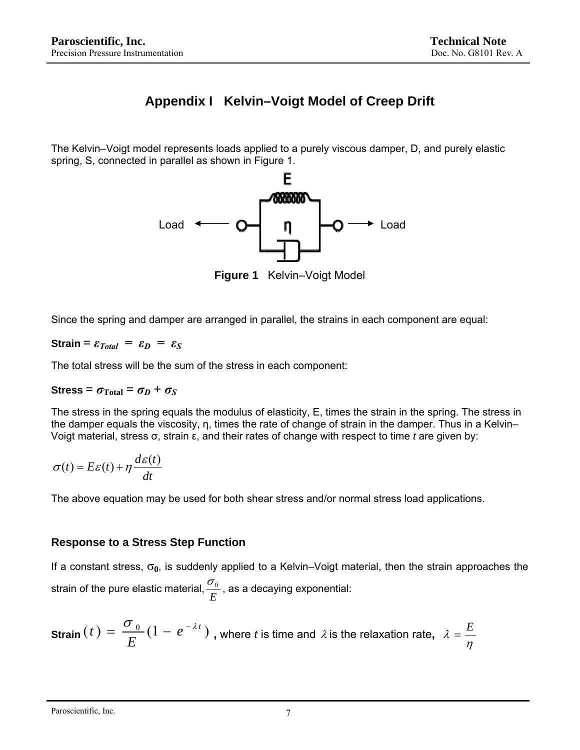# Appendix I Kelvin–Voigt Model of Creep Drift

The Kelvin–Voigt model represents loads applied to a purely viscous damper, D, and purely elastic spring, S, connected in parallel as shown in Figure 1.

**Figure 1** Kelvin–Voigt Model

Since the spring and damper are arranged in parallel, the strains in each component are equal:

**Strain** = $\varepsilon_{Total} = \varepsilon_D = \varepsilon_S$

The total stress will be the sum of the stress in each component:

**Stress** = $\sigma_{Total} = \sigma_D + \sigma_S$

The stress in the spring equals the modulus of elasticity, E, times the strain in the spring. The stress in the damper equals the viscosity, η, times the rate of change of strain in the damper. Thus in a Kelvin–Voigt material, stress σ, strain ε, and their rates of change with respect to time *t* are given by:

$$\sigma(t) = E\varepsilon(t) + \eta \frac{d\varepsilon(t)}{dt}$$

The above equation may be used for both shear stress and/or normal stress load applications.

### Response to a Stress Step Function

If a constant stress, $\sigma_0$, is suddenly applied to a Kelvin–Voigt material, then the strain approaches the strain of the pure elastic material, $\frac{\sigma_0}{E}$, as a decaying exponential:

**Strain** $(t) = \frac{\sigma_0}{E}(1 - e^{-\lambda t})$ **,** where *t* is time and $\lambda$ is the relaxation rate**,** $\lambda = \frac{E}{\eta}$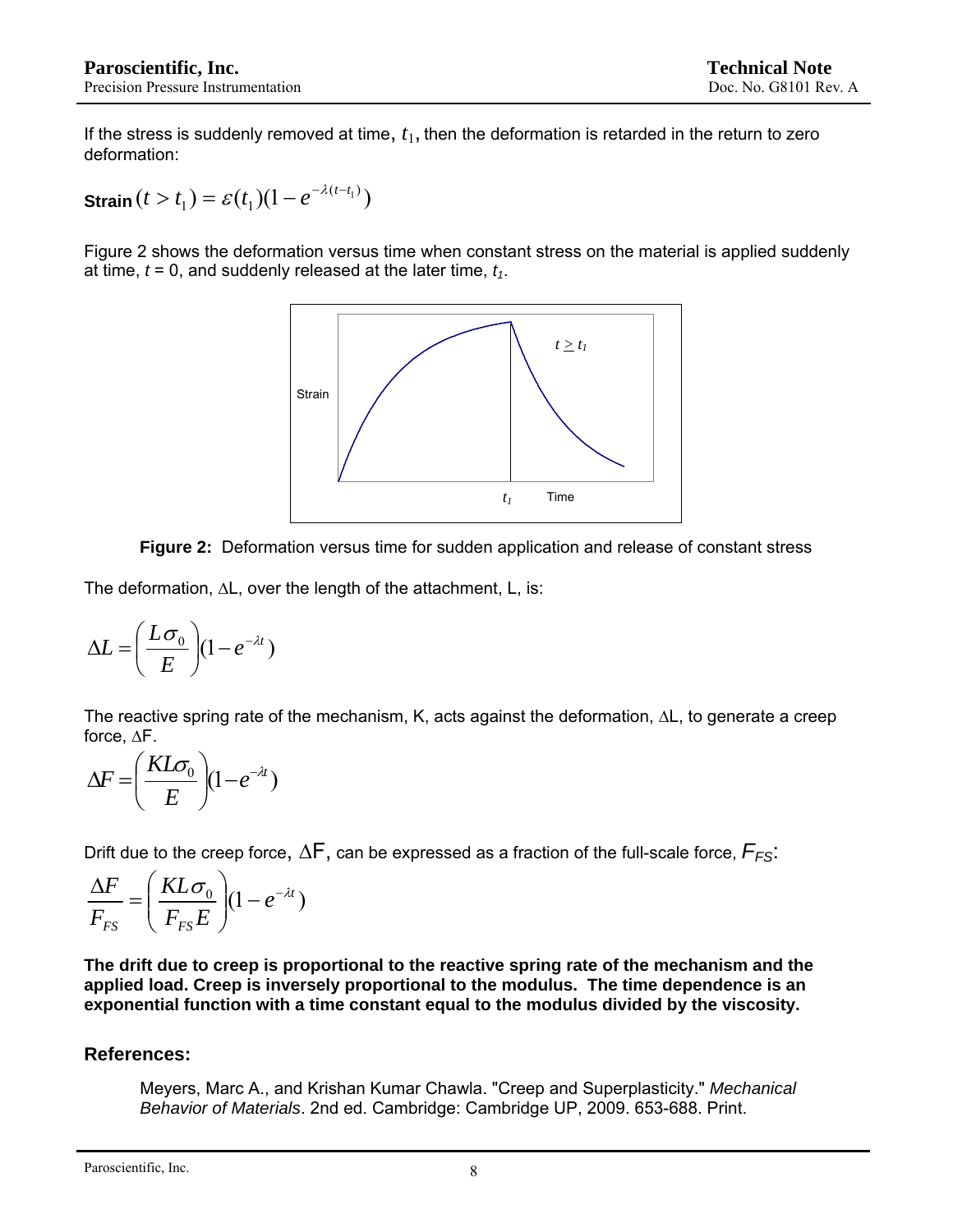If the stress is suddenly removed at time, $t_1$, then the deformation is retarded in the return to zero deformation:

$$\textbf{Strain}\,(t > t_1) = \varepsilon(t_1)(1 - e^{-\lambda(t-t_1)})$$

Figure 2 shows the deformation versus time when constant stress on the material is applied suddenly at time, $t = 0$, and suddenly released at the later time, $t_1$.

Strain

$t \geq t_1$

$t_1$

Time

**Figure 2:** Deformation versus time for sudden application and release of constant stress

The deformation, ΔL, over the length of the attachment, L, is:

$$\Delta L = \left(\frac{L\sigma_0}{E}\right)(1 - e^{-\lambda t})$$

The reactive spring rate of the mechanism, K, acts against the deformation, ΔL, to generate a creep force, ΔF.

$$\Delta F = \left(\frac{KL\sigma_0}{E}\right)(1 - e^{-\lambda t})$$

Drift due to the creep force, ΔF, can be expressed as a fraction of the full-scale force, $F_{FS}$:

$$\frac{\Delta F}{F_{FS}} = \left(\frac{KL\sigma_0}{F_{FS}E}\right)(1 - e^{-\lambda t})$$

**The drift due to creep is proportional to the reactive spring rate of the mechanism and the applied load. Creep is inversely proportional to the modulus. The time dependence is an exponential function with a time constant equal to the modulus divided by the viscosity.**

## References:

Meyers, Marc A., and Krishan Kumar Chawla. "Creep and Superplasticity." *Mechanical Behavior of Materials*. 2nd ed. Cambridge: Cambridge UP, 2009. 653-688. Print.